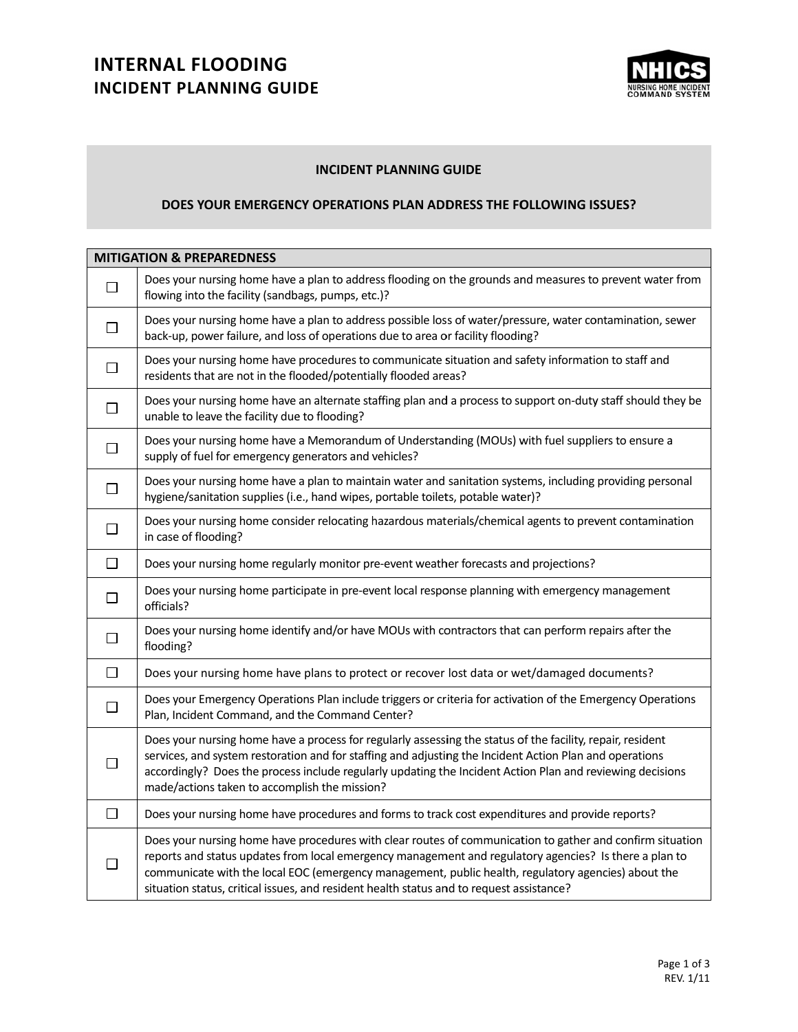# INTERNAL FLOODING
## INCIDENT PLANNING GUIDE

NHICS
NURSING HOME INCIDENT COMMAND SYSTEM

### INCIDENT PLANNING GUIDE

### DOES YOUR EMERGENCY OPERATIONS PLAN ADDRESS THE FOLLOWING ISSUES?

| MITIGATION & PREPAREDNESS | |
|---|---|
| ☐ | Does your nursing home have a plan to address flooding on the grounds and measures to prevent water from flowing into the facility (sandbags, pumps, etc.)? |
| ☐ | Does your nursing home have a plan to address possible loss of water/pressure, water contamination, sewer back-up, power failure, and loss of operations due to area or facility flooding? |
| ☐ | Does your nursing home have procedures to communicate situation and safety information to staff and residents that are not in the flooded/potentially flooded areas? |
| ☐ | Does your nursing home have an alternate staffing plan and a process to support on-duty staff should they be unable to leave the facility due to flooding? |
| ☐ | Does your nursing home have a Memorandum of Understanding (MOUs) with fuel suppliers to ensure a supply of fuel for emergency generators and vehicles? |
| ☐ | Does your nursing home have a plan to maintain water and sanitation systems, including providing personal hygiene/sanitation supplies (i.e., hand wipes, portable toilets, potable water)? |
| ☐ | Does your nursing home consider relocating hazardous materials/chemical agents to prevent contamination in case of flooding? |
| ☐ | Does your nursing home regularly monitor pre-event weather forecasts and projections? |
| ☐ | Does your nursing home participate in pre-event local response planning with emergency management officials? |
| ☐ | Does your nursing home identify and/or have MOUs with contractors that can perform repairs after the flooding? |
| ☐ | Does your nursing home have plans to protect or recover lost data or wet/damaged documents? |
| ☐ | Does your Emergency Operations Plan include triggers or criteria for activation of the Emergency Operations Plan, Incident Command, and the Command Center? |
| ☐ | Does your nursing home have a process for regularly assessing the status of the facility, repair, resident services, and system restoration and for staffing and adjusting the Incident Action Plan and operations accordingly? Does the process include regularly updating the Incident Action Plan and reviewing decisions made/actions taken to accomplish the mission? |
| ☐ | Does your nursing home have procedures and forms to track cost expenditures and provide reports? |
| ☐ | Does your nursing home have procedures with clear routes of communication to gather and confirm situation reports and status updates from local emergency management and regulatory agencies? Is there a plan to communicate with the local EOC (emergency management, public health, regulatory agencies) about the situation status, critical issues, and resident health status and to request assistance? |

REV. 1/11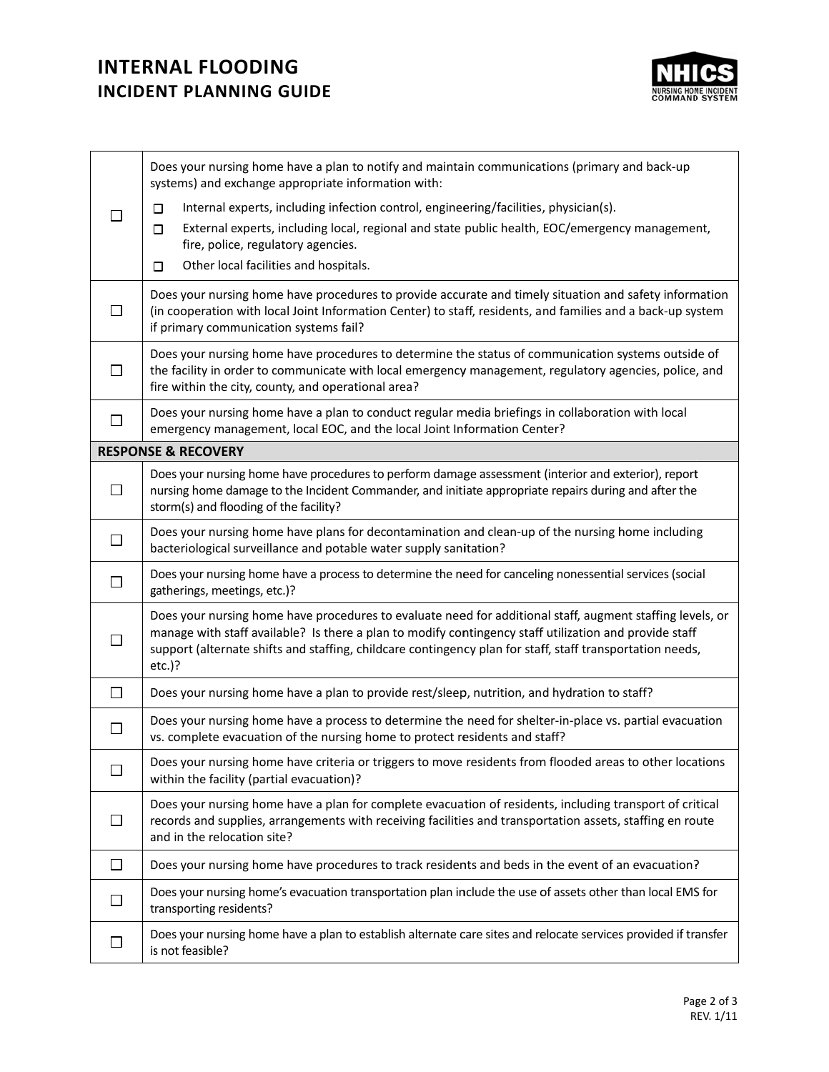# INTERNAL FLOODING
## INCIDENT PLANNING GUIDE

| | |
|---|---|
| ☐ | Does your nursing home have a plan to notify and maintain communications (primary and back-up systems) and exchange appropriate information with:<br>☐ Internal experts, including infection control, engineering/facilities, physician(s).<br>☐ External experts, including local, regional and state public health, EOC/emergency management, fire, police, regulatory agencies.<br>☐ Other local facilities and hospitals. |
| ☐ | Does your nursing home have procedures to provide accurate and timely situation and safety information (in cooperation with local Joint Information Center) to staff, residents, and families and a back-up system if primary communication systems fail? |
| ☐ | Does your nursing home have procedures to determine the status of communication systems outside of the facility in order to communicate with local emergency management, regulatory agencies, police, and fire within the city, county, and operational area? |
| ☐ | Does your nursing home have a plan to conduct regular media briefings in collaboration with local emergency management, local EOC, and the local Joint Information Center? |
| **RESPONSE & RECOVERY** | |
| ☐ | Does your nursing home have procedures to perform damage assessment (interior and exterior), report nursing home damage to the Incident Commander, and initiate appropriate repairs during and after the storm(s) and flooding of the facility? |
| ☐ | Does your nursing home have plans for decontamination and clean-up of the nursing home including bacteriological surveillance and potable water supply sanitation? |
| ☐ | Does your nursing home have a process to determine the need for canceling nonessential services (social gatherings, meetings, etc.)? |
| ☐ | Does your nursing home have procedures to evaluate need for additional staff, augment staffing levels, or manage with staff available? Is there a plan to modify contingency staff utilization and provide staff support (alternate shifts and staffing, childcare contingency plan for staff, staff transportation needs, etc.)? |
| ☐ | Does your nursing home have a plan to provide rest/sleep, nutrition, and hydration to staff? |
| ☐ | Does your nursing home have a process to determine the need for shelter-in-place vs. partial evacuation vs. complete evacuation of the nursing home to protect residents and staff? |
| ☐ | Does your nursing home have criteria or triggers to move residents from flooded areas to other locations within the facility (partial evacuation)? |
| ☐ | Does your nursing home have a plan for complete evacuation of residents, including transport of critical records and supplies, arrangements with receiving facilities and transportation assets, staffing en route and in the relocation site? |
| ☐ | Does your nursing home have procedures to track residents and beds in the event of an evacuation? |
| ☐ | Does your nursing home's evacuation transportation plan include the use of assets other than local EMS for transporting residents? |
| ☐ | Does your nursing home have a plan to establish alternate care sites and relocate services provided if transfer is not feasible? |

REV. 1/11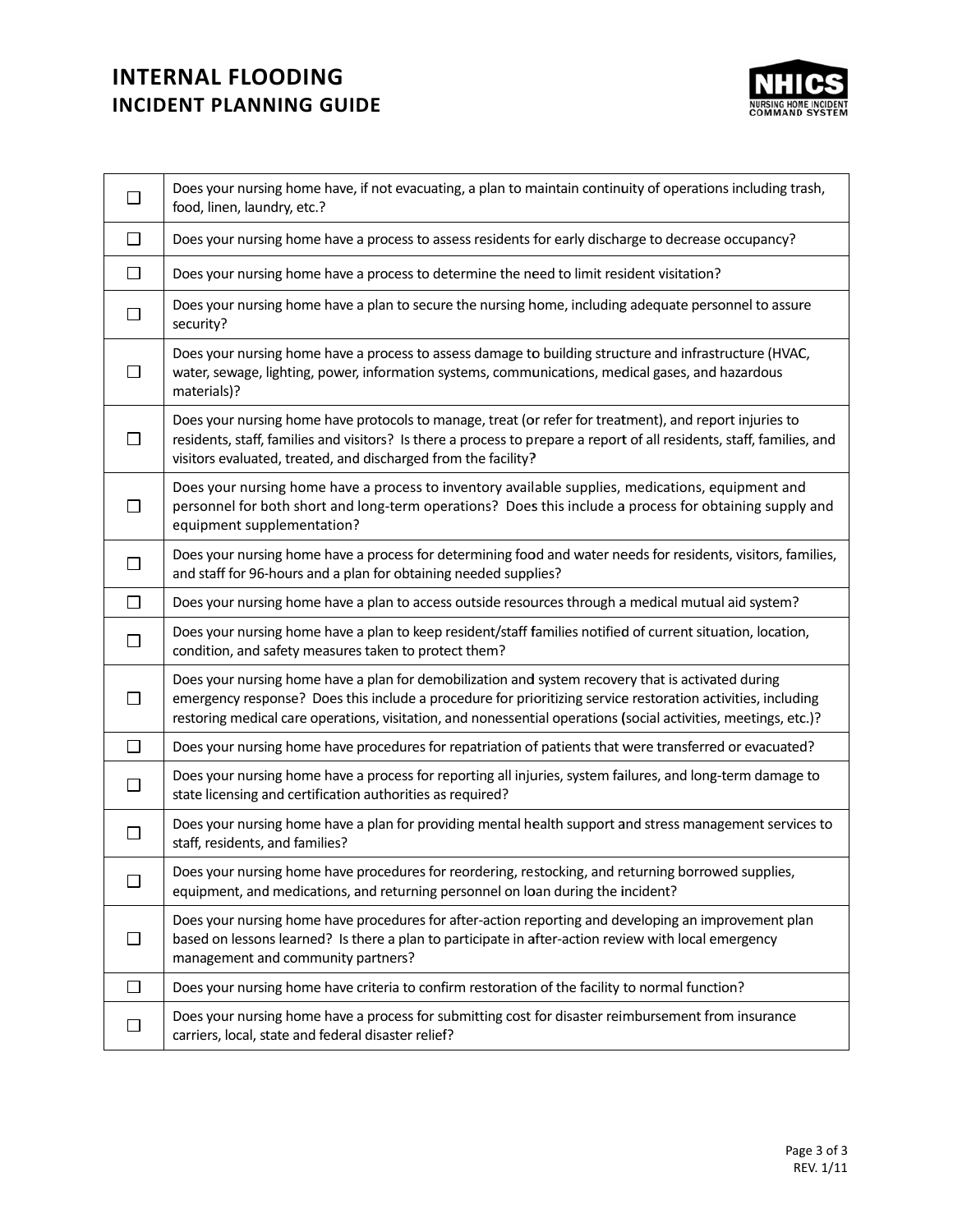# INTERNAL FLOODING
## INCIDENT PLANNING GUIDE

| | |
|---|---|
| ☐ | Does your nursing home have, if not evacuating, a plan to maintain continuity of operations including trash, food, linen, laundry, etc.? |
| ☐ | Does your nursing home have a process to assess residents for early discharge to decrease occupancy? |
| ☐ | Does your nursing home have a process to determine the need to limit resident visitation? |
| ☐ | Does your nursing home have a plan to secure the nursing home, including adequate personnel to assure security? |
| ☐ | Does your nursing home have a process to assess damage to building structure and infrastructure (HVAC, water, sewage, lighting, power, information systems, communications, medical gases, and hazardous materials)? |
| ☐ | Does your nursing home have protocols to manage, treat (or refer for treatment), and report injuries to residents, staff, families and visitors? Is there a process to prepare a report of all residents, staff, families, and visitors evaluated, treated, and discharged from the facility? |
| ☐ | Does your nursing home have a process to inventory available supplies, medications, equipment and personnel for both short and long-term operations? Does this include a process for obtaining supply and equipment supplementation? |
| ☐ | Does your nursing home have a process for determining food and water needs for residents, visitors, families, and staff for 96-hours and a plan for obtaining needed supplies? |
| ☐ | Does your nursing home have a plan to access outside resources through a medical mutual aid system? |
| ☐ | Does your nursing home have a plan to keep resident/staff families notified of current situation, location, condition, and safety measures taken to protect them? |
| ☐ | Does your nursing home have a plan for demobilization and system recovery that is activated during emergency response? Does this include a procedure for prioritizing service restoration activities, including restoring medical care operations, visitation, and nonessential operations (social activities, meetings, etc.)? |
| ☐ | Does your nursing home have procedures for repatriation of patients that were transferred or evacuated? |
| ☐ | Does your nursing home have a process for reporting all injuries, system failures, and long-term damage to state licensing and certification authorities as required? |
| ☐ | Does your nursing home have a plan for providing mental health support and stress management services to staff, residents, and families? |
| ☐ | Does your nursing home have procedures for reordering, restocking, and returning borrowed supplies, equipment, and medications, and returning personnel on loan during the incident? |
| ☐ | Does your nursing home have procedures for after-action reporting and developing an improvement plan based on lessons learned? Is there a plan to participate in after-action review with local emergency management and community partners? |
| ☐ | Does your nursing home have criteria to confirm restoration of the facility to normal function? |
| ☐ | Does your nursing home have a process for submitting cost for disaster reimbursement from insurance carriers, local, state and federal disaster relief? |

REV. 1/11